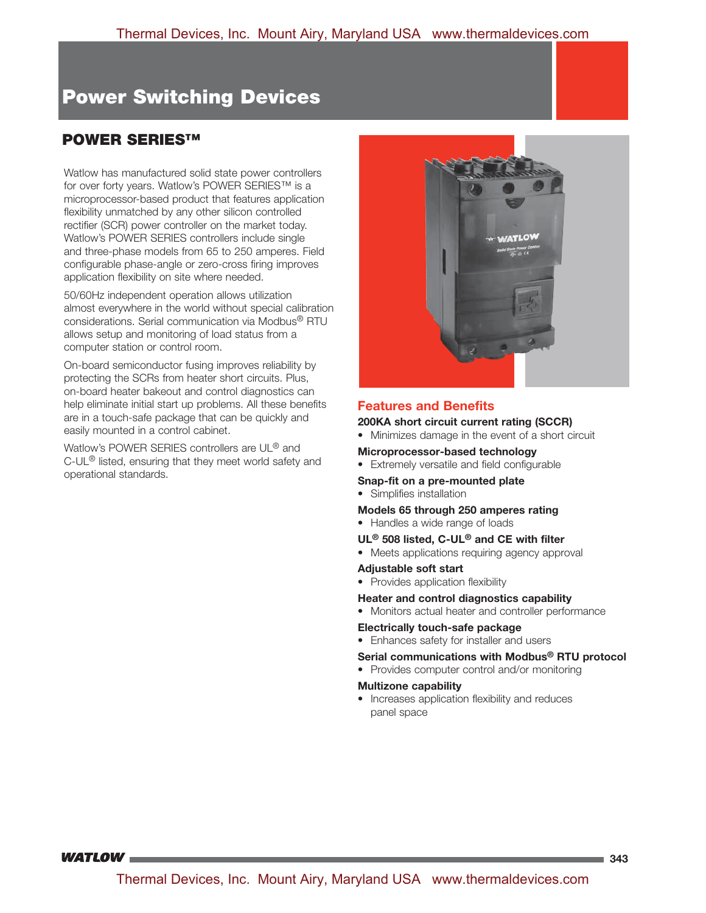// Power Switching Devices

## POWER SERIES™

Watlow has manufactured solid state power controllers for over forty years. Watlow's POWER SERIES™ is a microprocessor-based product that features application flexibility unmatched by any other silicon controlled rectifier (SCR) power controller on the market today. Watlow's POWER SERIES controllers include single and three-phase models from 65 to 250 amperes. Field configurable phase-angle or zero-cross firing improves application flexibility on site where needed.

50/60Hz independent operation allows utilization almost everywhere in the world without special calibration considerations. Serial communication via Modbus® RTU allows setup and monitoring of load status from a computer station or control room.

On-board semiconductor fusing improves reliability by protecting the SCRs from heater short circuits. Plus, on-board heater bakeout and control diagnostics can help eliminate initial start up problems. All these benefits are in a touch-safe package that can be quickly and easily mounted in a control cabinet.

Watlow's POWER SERIES controllers are UL® and C-UL® listed, ensuring that they meet world safety and operational standards.

### Features and Benefits

**200KA short circuit current rating (SCCR)**
- Minimizes damage in the event of a short circuit

**Microprocessor-based technology**
- Extremely versatile and field configurable

**Snap-fit on a pre-mounted plate**
- Simplifies installation

**Models 65 through 250 amperes rating**
- Handles a wide range of loads

**UL® 508 listed, C-UL® and CE with filter**
- Meets applications requiring agency approval

**Adjustable soft start**
- Provides application flexibility

**Heater and control diagnostics capability**
- Monitors actual heater and controller performance

**Electrically touch-safe package**
- Enhances safety for installer and users

**Serial communications with Modbus® RTU protocol**
- Provides computer control and/or monitoring

**Multizone capability**
- Increases application flexibility and reduces panel space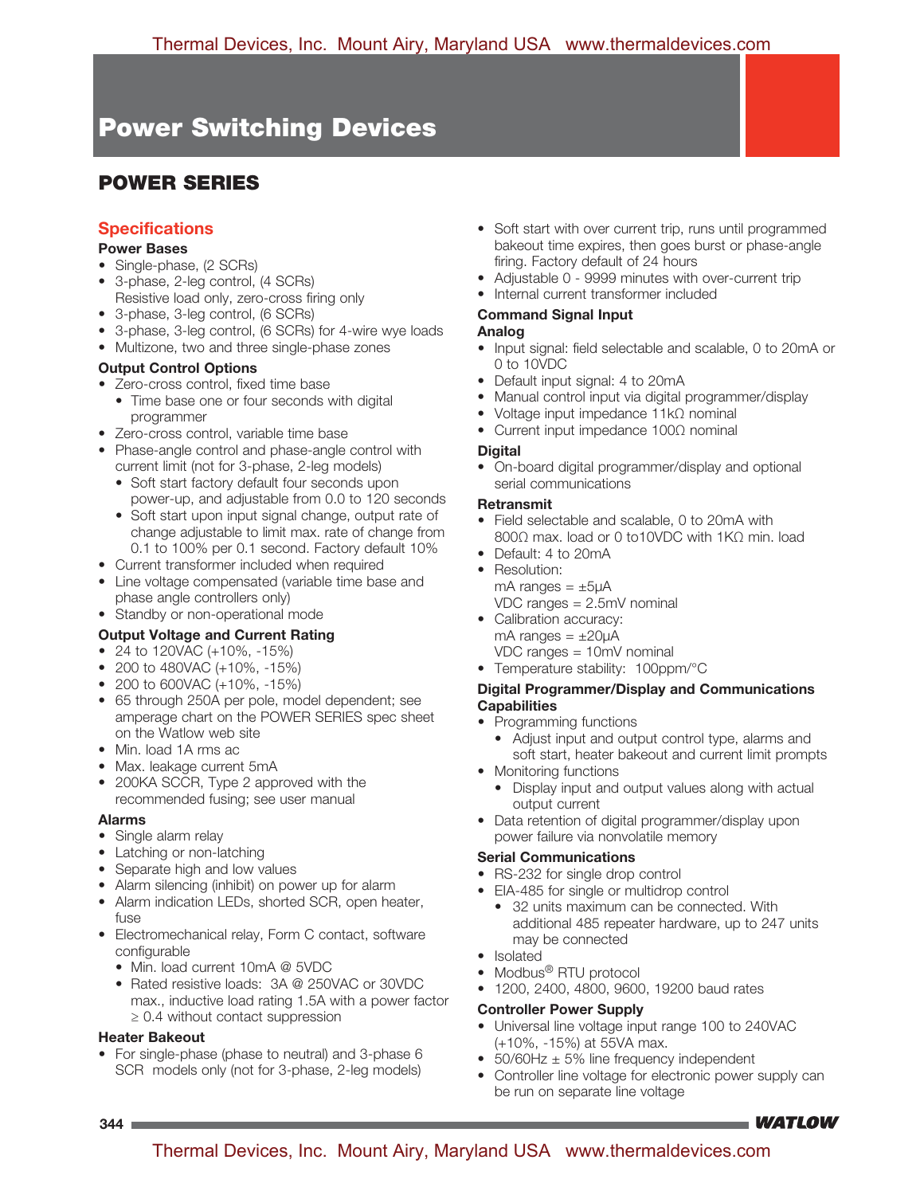# Power Switching Devices

## POWER SERIES

### Specifications

**Power Bases**

- Single-phase, (2 SCRs)
- 3-phase, 2-leg control, (4 SCRs)
  Resistive load only, zero-cross firing only
- 3-phase, 3-leg control, (6 SCRs)
- 3-phase, 3-leg control, (6 SCRs) for 4-wire wye loads
- Multizone, two and three single-phase zones

**Output Control Options**

- Zero-cross control, fixed time base
  - Time base one or four seconds with digital programmer
- Zero-cross control, variable time base
- Phase-angle control and phase-angle control with current limit (not for 3-phase, 2-leg models)
  - Soft start factory default four seconds upon power-up, and adjustable from 0.0 to 120 seconds
  - Soft start upon input signal change, output rate of change adjustable to limit max. rate of change from 0.1 to 100% per 0.1 second. Factory default 10%
- Current transformer included when required
- Line voltage compensated (variable time base and phase angle controllers only)
- Standby or non-operational mode

**Output Voltage and Current Rating**

- 24 to 120VAC (+10%, -15%)
- 200 to 480VAC (+10%, -15%)
- 200 to 600VAC (+10%, -15%)
- 65 through 250A per pole, model dependent; see amperage chart on the POWER SERIES spec sheet on the Watlow web site
- Min. load 1A rms ac
- Max. leakage current 5mA
- 200KA SCCR, Type 2 approved with the recommended fusing; see user manual

**Alarms**

- Single alarm relay
- Latching or non-latching
- Separate high and low values
- Alarm silencing (inhibit) on power up for alarm
- Alarm indication LEDs, shorted SCR, open heater, fuse
- Electromechanical relay, Form C contact, software configurable
  - Min. load current 10mA @ 5VDC
  - Rated resistive loads: 3A @ 250VAC or 30VDC max., inductive load rating 1.5A with a power factor ≥ 0.4 without contact suppression

**Heater Bakeout**

- For single-phase (phase to neutral) and 3-phase 6 SCR models only (not for 3-phase, 2-leg models)
- Soft start with over current trip, runs until programmed bakeout time expires, then goes burst or phase-angle firing. Factory default of 24 hours
- Adjustable 0 - 9999 minutes with over-current trip
- Internal current transformer included

**Command Signal Input**

**Analog**

- Input signal: field selectable and scalable, 0 to 20mA or 0 to 10VDC
- Default input signal: 4 to 20mA
- Manual control input via digital programmer/display
- Voltage input impedance 11kΩ nominal
- Current input impedance 100Ω nominal

**Digital**

- On-board digital programmer/display and optional serial communications

**Retransmit**

- Field selectable and scalable, 0 to 20mA with 800Ω max. load or 0 to10VDC with 1KΩ min. load
- Default: 4 to 20mA
- Resolution:
  mA ranges = ±5μA
  VDC ranges = 2.5mV nominal
- Calibration accuracy:
  mA ranges = ±20μA
  VDC ranges = 10mV nominal
- Temperature stability: 100ppm/°C

**Digital Programmer/Display and Communications Capabilities**

- Programming functions
  - Adjust input and output control type, alarms and soft start, heater bakeout and current limit prompts
- Monitoring functions
  - Display input and output values along with actual output current
- Data retention of digital programmer/display upon power failure via nonvolatile memory

**Serial Communications**

- RS-232 for single drop control
- EIA-485 for single or multidrop control
  - 32 units maximum can be connected. With additional 485 repeater hardware, up to 247 units may be connected
- Isolated
- Modbus® RTU protocol
- 1200, 2400, 4800, 9600, 19200 baud rates

**Controller Power Supply**

- Universal line voltage input range 100 to 240VAC (+10%, -15%) at 55VA max.
- 50/60Hz ± 5% line frequency independent
- Controller line voltage for electronic power supply can be run on separate line voltage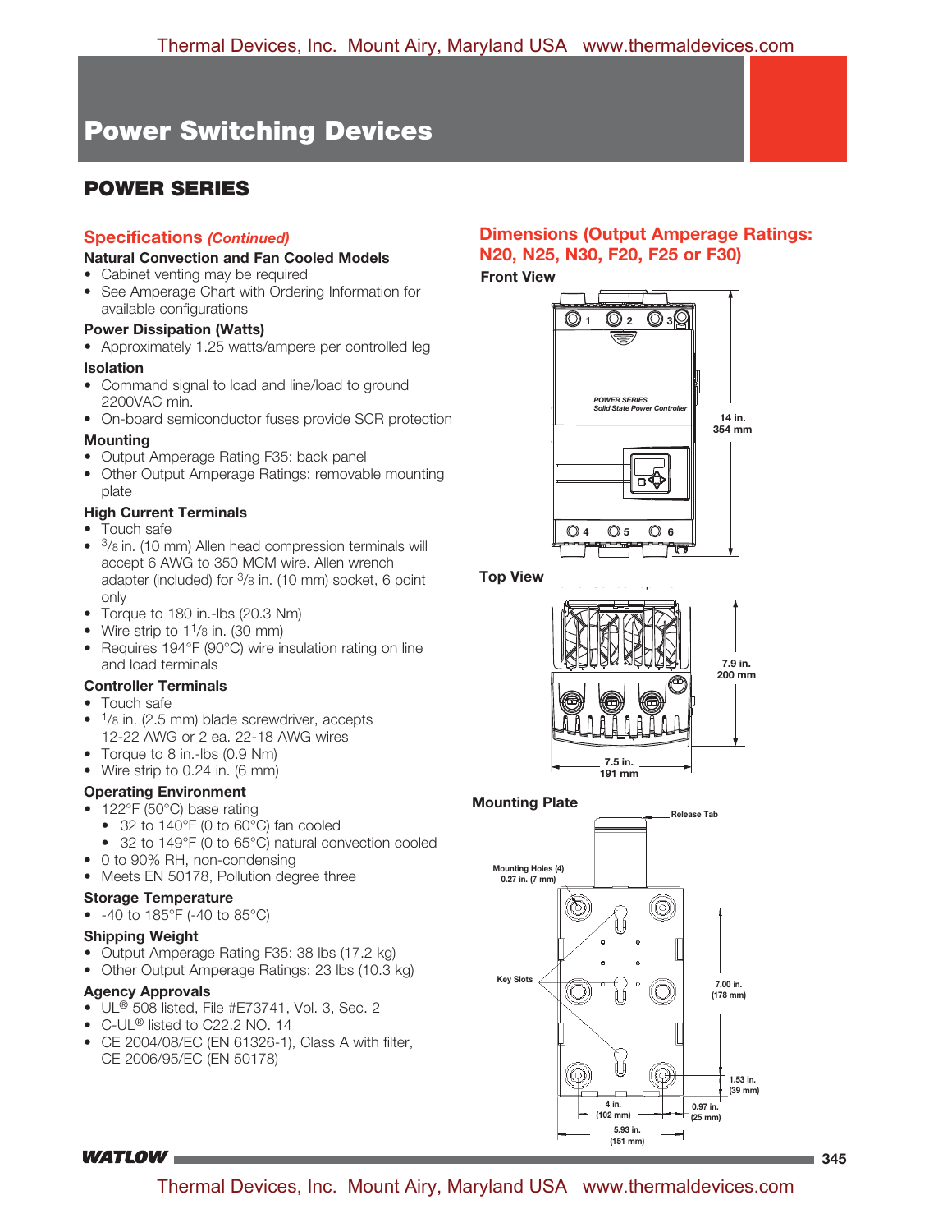# Power Switching Devices

## POWER SERIES

### Specifications *(Continued)*

**Natural Convection and Fan Cooled Models**

- Cabinet venting may be required
- See Amperage Chart with Ordering Information for available configurations

**Power Dissipation (Watts)**

- Approximately 1.25 watts/ampere per controlled leg

**Isolation**

- Command signal to load and line/load to ground 2200VAC min.
- On-board semiconductor fuses provide SCR protection

**Mounting**

- Output Amperage Rating F35: back panel
- Other Output Amperage Ratings: removable mounting plate

**High Current Terminals**

- Touch safe
- 3/8 in. (10 mm) Allen head compression terminals will accept 6 AWG to 350 MCM wire. Allen wrench adapter (included) for 3/8 in. (10 mm) socket, 6 point only
- Torque to 180 in.-lbs (20.3 Nm)
- Wire strip to 1 1/8 in. (30 mm)
- Requires 194°F (90°C) wire insulation rating on line and load terminals

**Controller Terminals**

- Touch safe
- 1/8 in. (2.5 mm) blade screwdriver, accepts 12-22 AWG or 2 ea. 22-18 AWG wires
- Torque to 8 in.-lbs (0.9 Nm)
- Wire strip to 0.24 in. (6 mm)

**Operating Environment**

- 122°F (50°C) base rating
  - 32 to 140°F (0 to 60°C) fan cooled
  - 32 to 149°F (0 to 65°C) natural convection cooled
- 0 to 90% RH, non-condensing
- Meets EN 50178, Pollution degree three

**Storage Temperature**

- -40 to 185°F (-40 to 85°C)

**Shipping Weight**

- Output Amperage Rating F35: 38 lbs (17.2 kg)
- Other Output Amperage Ratings: 23 lbs (10.3 kg)

**Agency Approvals**

- UL® 508 listed, File #E73741, Vol. 3, Sec. 2
- C-UL® listed to C22.2 NO. 14
- CE 2004/08/EC (EN 61326-1), Class A with filter, CE 2006/95/EC (EN 50178)

### Dimensions (Output Amperage Ratings: N20, N25, N30, F20, F25 or F30)

**Front View**

POWER SERIES
Solid State Power Controller

14 in.
354 mm

**Top View**

7.9 in.
200 mm

7.5 in.
191 mm

**Mounting Plate**

Release Tab

Mounting Holes (4)
0.27 in. (7 mm)

Key Slots

7.00 in.
(178 mm)

1.53 in.
(39 mm)

4 in.
(102 mm)

0.97 in.
(25 mm)

5.93 in.
(151 mm)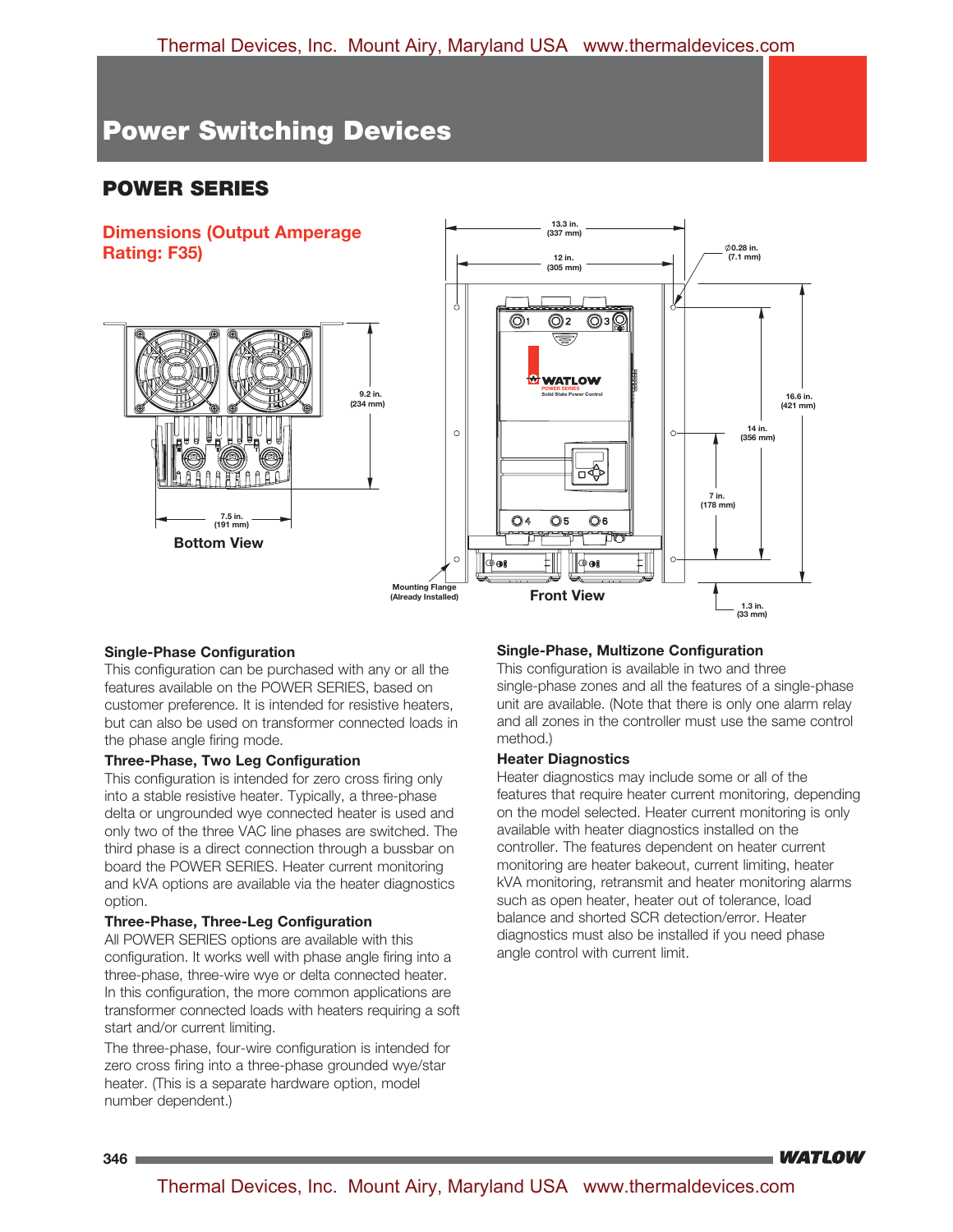# Power Switching Devices

## POWER SERIES

### Dimensions (Output Amperage Rating: F35)

Bottom View

9.2 in. (234 mm)

7.5 in. (191 mm)

Front View

13.3 in. (337 mm)

12 in. (305 mm)

⌀0.28 in. (7.1 mm)

16.6 in. (421 mm)

14 in. (356 mm)

7 in. (178 mm)

1.3 in. (33 mm)

Mounting Flange (Already Installed)

**Single-Phase Configuration**

This configuration can be purchased with any or all the features available on the POWER SERIES, based on customer preference. It is intended for resistive heaters, but can also be used on transformer connected loads in the phase angle firing mode.

**Three-Phase, Two Leg Configuration**

This configuration is intended for zero cross firing only into a stable resistive heater. Typically, a three-phase delta or ungrounded wye connected heater is used and only two of the three VAC line phases are switched. The third phase is a direct connection through a bussbar on board the POWER SERIES. Heater current monitoring and kVA options are available via the heater diagnostics option.

**Three-Phase, Three-Leg Configuration**

All POWER SERIES options are available with this configuration. It works well with phase angle firing into a three-phase, three-wire wye or delta connected heater. In this configuration, the more common applications are transformer connected loads with heaters requiring a soft start and/or current limiting.

The three-phase, four-wire configuration is intended for zero cross firing into a three-phase grounded wye/star heater. (This is a separate hardware option, model number dependent.)

**Single-Phase, Multizone Configuration**

This configuration is available in two and three single-phase zones and all the features of a single-phase unit are available. (Note that there is only one alarm relay and all zones in the controller must use the same control method.)

**Heater Diagnostics**

Heater diagnostics may include some or all of the features that require heater current monitoring, depending on the model selected. Heater current monitoring is only available with heater diagnostics installed on the controller. The features dependent on heater current monitoring are heater bakeout, current limiting, heater kVA monitoring, retransmit and heater monitoring alarms such as open heater, heater out of tolerance, load balance and shorted SCR detection/error. Heater diagnostics must also be installed if you need phase angle control with current limit.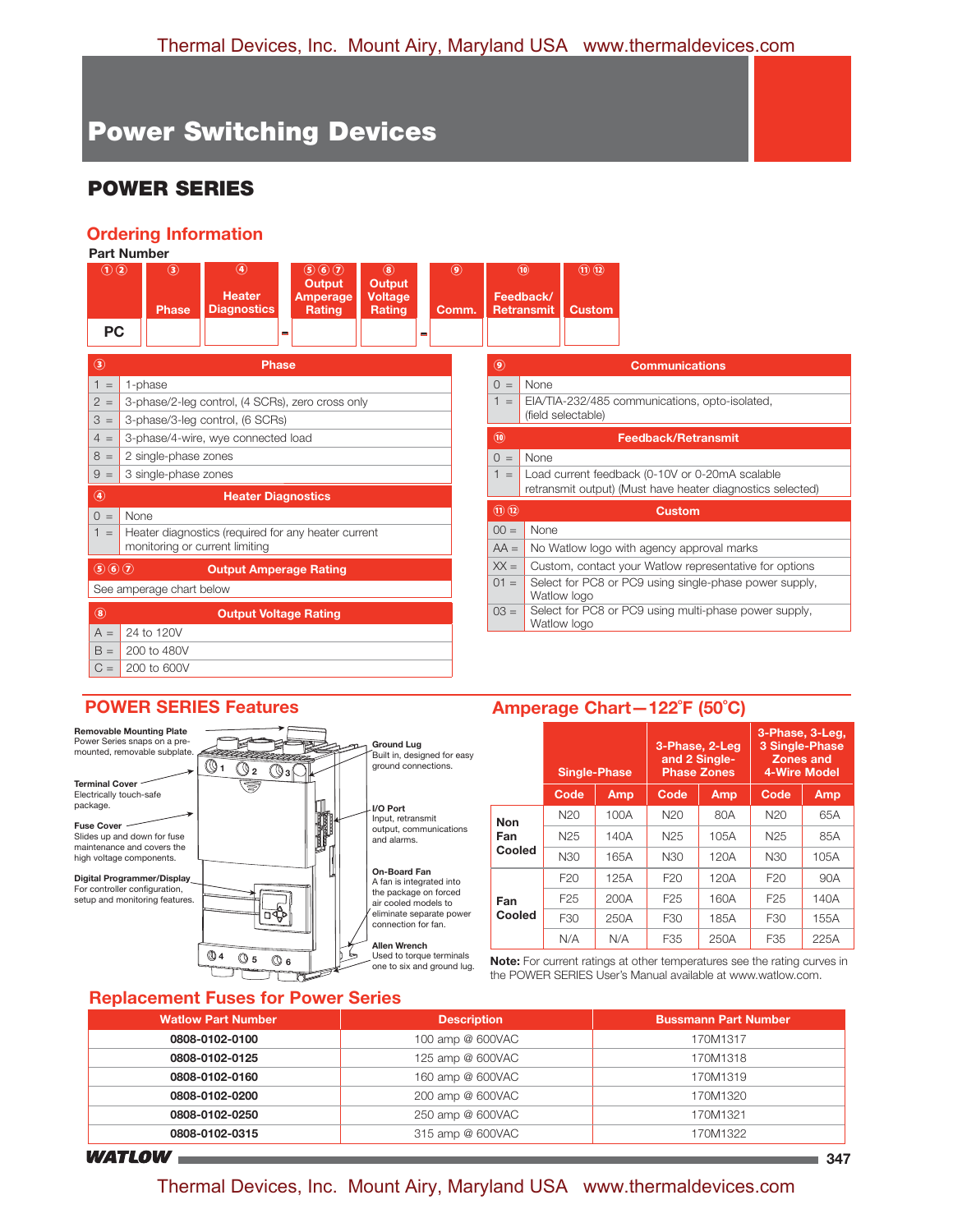# Power Switching Devices

## POWER SERIES

### Ordering Information

**Part Number**

| ① ② | ③ Phase | ④ Heater Diagnostics | ⑤ ⑥ ⑦ Output Amperage Rating | ⑧ Output Voltage Rating | ⑨ Comm. | ⑩ Feedback/ Retransmit | ⑪ ⑫ Custom |
|---|---|---|---|---|---|---|---|
| PC | | | - | - | | | |

| ③ | Phase |
|---|---|
| 1 = | 1-phase |
| 2 = | 3-phase/2-leg control, (4 SCRs), zero cross only |
| 3 = | 3-phase/3-leg control, (6 SCRs) |
| 4 = | 3-phase/4-wire, wye connected load |
| 8 = | 2 single-phase zones |
| 9 = | 3 single-phase zones |

| ④ | Heater Diagnostics |
|---|---|
| 0 = | None |
| 1 = | Heater diagnostics (required for any heater current monitoring or current limiting |

| ⑤ ⑥ ⑦ | Output Amperage Rating |
|---|---|
| | See amperage chart below |

| ⑧ | Output Voltage Rating |
|---|---|
| A = | 24 to 120V |
| B = | 200 to 480V |
| C = | 200 to 600V |

| ⑨ | Communications |
|---|---|
| 0 = | None |
| 1 = | EIA/TIA-232/485 communications, opto-isolated, (field selectable) |

| ⑩ | Feedback/Retransmit |
|---|---|
| 0 = | None |
| 1 = | Load current feedback (0-10V or 0-20mA scalable retransmit output) (Must have heater diagnostics selected) |

| ⑪ ⑫ | Custom |
|---|---|
| 00 = | None |
| AA = | No Watlow logo with agency approval marks |
| XX = | Custom, contact your Watlow representative for options |
| 01 = | Select for PC8 or PC9 using single-phase power supply, Watlow logo |
| 03 = | Select for PC8 or PC9 using multi-phase power supply, Watlow logo |

### POWER SERIES Features

**Removable Mounting Plate**
Power Series snaps on a pre-mounted, removable subplate.

**Terminal Cover**
Electrically touch-safe package.

**Fuse Cover**
Slides up and down for fuse maintenance and covers the high voltage components.

**Digital Programmer/Display**
For controller configuration, setup and monitoring features.

**Ground Lug**
Built in, designed for easy ground connections.

**I/O Port**
Input, retransmit output, communications and alarms.

**On-Board Fan**
A fan is integrated into the package on forced air cooled models to eliminate separate power connection for fan.

**Allen Wrench**
Used to torque terminals one to six and ground lug.

### Amperage Chart—122°F (50°C)

| | Single-Phase | | 3-Phase, 2-Leg and 2 Single-Phase Zones | | 3-Phase, 3-Leg, 3 Single-Phase Zones and 4-Wire Model | |
|---|---|---|---|---|---|---|
| | Code | Amp | Code | Amp | Code | Amp |
| Non Fan Cooled | N20 | 100A | N20 | 80A | N20 | 65A |
| | N25 | 140A | N25 | 105A | N25 | 85A |
| | N30 | 165A | N30 | 120A | N30 | 105A |
| Fan Cooled | F20 | 125A | F20 | 120A | F20 | 90A |
| | F25 | 200A | F25 | 160A | F25 | 140A |
| | F30 | 250A | F30 | 185A | F30 | 155A |
| | N/A | N/A | F35 | 250A | F35 | 225A |

**Note:** For current ratings at other temperatures see the rating curves in the POWER SERIES User's Manual available at www.watlow.com.

### Replacement Fuses for Power Series

| Watlow Part Number | Description | Bussmann Part Number |
|---|---|---|
| **0808-0102-0100** | 100 amp @ 600VAC | 170M1317 |
| **0808-0102-0125** | 125 amp @ 600VAC | 170M1318 |
| **0808-0102-0160** | 160 amp @ 600VAC | 170M1319 |
| **0808-0102-0200** | 200 amp @ 600VAC | 170M1320 |
| **0808-0102-0250** | 250 amp @ 600VAC | 170M1321 |
| **0808-0102-0315** | 315 amp @ 600VAC | 170M1322 |